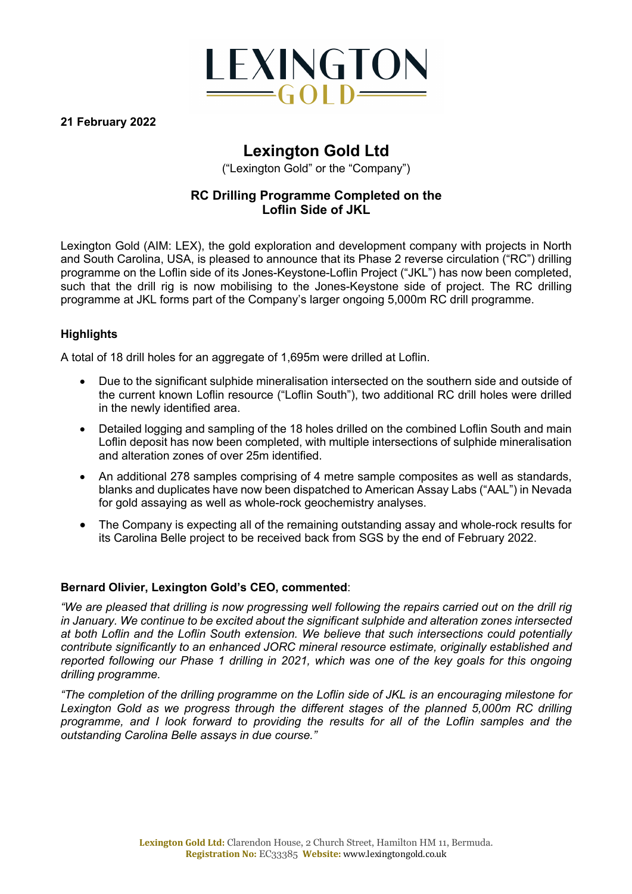LEXINGTON GOLD

**21 February 2022**

# Lexington Gold Ltd

("Lexington Gold" or the "Company")

## RC Drilling Programme Completed on the Loflin Side of JKL

Lexington Gold (AIM: LEX), the gold exploration and development company with projects in North and South Carolina, USA, is pleased to announce that its Phase 2 reverse circulation ("RC") drilling programme on the Loflin side of its Jones-Keystone-Loflin Project ("JKL") has now been completed, such that the drill rig is now mobilising to the Jones-Keystone side of project. The RC drilling programme at JKL forms part of the Company's larger ongoing 5,000m RC drill programme.

### Highlights

A total of 18 drill holes for an aggregate of 1,695m were drilled at Loflin.

- Due to the significant sulphide mineralisation intersected on the southern side and outside of the current known Loflin resource ("Loflin South"), two additional RC drill holes were drilled in the newly identified area.
- Detailed logging and sampling of the 18 holes drilled on the combined Loflin South and main Loflin deposit has now been completed, with multiple intersections of sulphide mineralisation and alteration zones of over 25m identified.
- An additional 278 samples comprising of 4 metre sample composites as well as standards, blanks and duplicates have now been dispatched to American Assay Labs ("AAL") in Nevada for gold assaying as well as whole-rock geochemistry analyses.
- The Company is expecting all of the remaining outstanding assay and whole-rock results for its Carolina Belle project to be received back from SGS by the end of February 2022.

**Bernard Olivier, Lexington Gold's CEO, commented**:

*"We are pleased that drilling is now progressing well following the repairs carried out on the drill rig in January. We continue to be excited about the significant sulphide and alteration zones intersected at both Loflin and the Loflin South extension. We believe that such intersections could potentially contribute significantly to an enhanced JORC mineral resource estimate, originally established and reported following our Phase 1 drilling in 2021, which was one of the key goals for this ongoing drilling programme.*

*"The completion of the drilling programme on the Loflin side of JKL is an encouraging milestone for Lexington Gold as we progress through the different stages of the planned 5,000m RC drilling programme, and I look forward to providing the results for all of the Loflin samples and the outstanding Carolina Belle assays in due course."*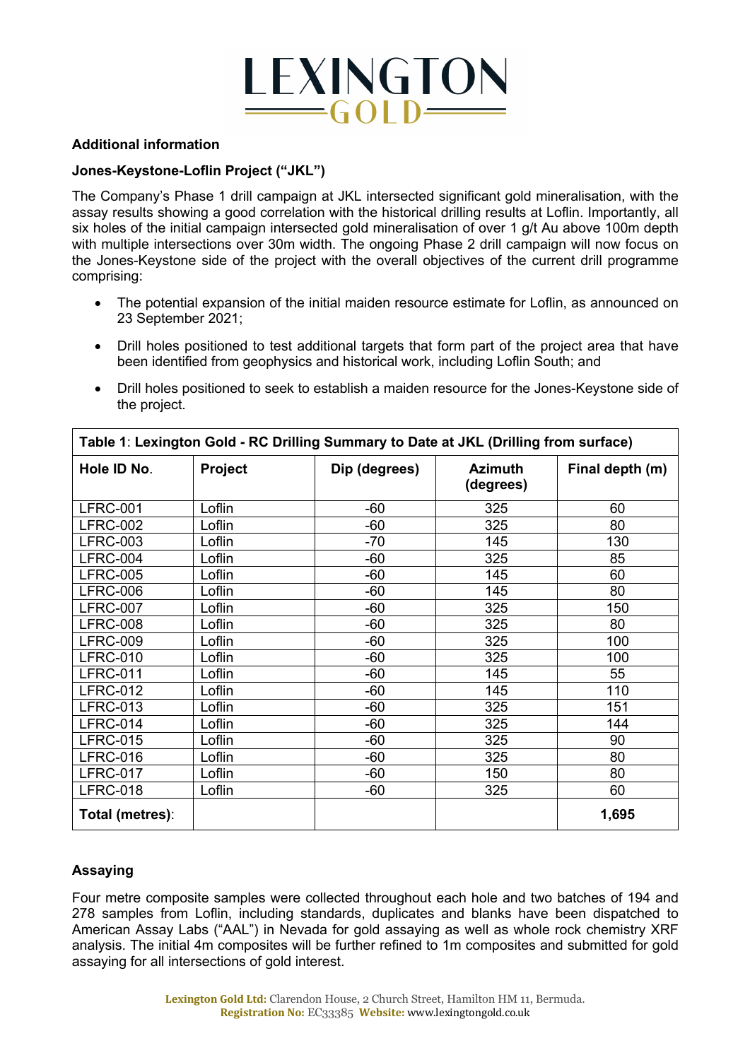## Additional information

### Jones-Keystone-Loflin Project ("JKL")

The Company's Phase 1 drill campaign at JKL intersected significant gold mineralisation, with the assay results showing a good correlation with the historical drilling results at Loflin. Importantly, all six holes of the initial campaign intersected gold mineralisation of over 1 g/t Au above 100m depth with multiple intersections over 30m width. The ongoing Phase 2 drill campaign will now focus on the Jones-Keystone side of the project with the overall objectives of the current drill programme comprising:

- The potential expansion of the initial maiden resource estimate for Loflin, as announced on 23 September 2021;
- Drill holes positioned to test additional targets that form part of the project area that have been identified from geophysics and historical work, including Loflin South; and
- Drill holes positioned to seek to establish a maiden resource for the Jones-Keystone side of the project.

**Table 1**: **Lexington Gold - RC Drilling Summary to Date at JKL (Drilling from surface)**

| Hole ID No. | Project | Dip (degrees) | Azimuth (degrees) | Final depth (m) |
|---|---|---|---|---|
| LFRC-001 | Loflin | -60 | 325 | 60 |
| LFRC-002 | Loflin | -60 | 325 | 80 |
| LFRC-003 | Loflin | -70 | 145 | 130 |
| LFRC-004 | Loflin | -60 | 325 | 85 |
| LFRC-005 | Loflin | -60 | 145 | 60 |
| LFRC-006 | Loflin | -60 | 145 | 80 |
| LFRC-007 | Loflin | -60 | 325 | 150 |
| LFRC-008 | Loflin | -60 | 325 | 80 |
| LFRC-009 | Loflin | -60 | 325 | 100 |
| LFRC-010 | Loflin | -60 | 325 | 100 |
| LFRC-011 | Loflin | -60 | 145 | 55 |
| LFRC-012 | Loflin | -60 | 145 | 110 |
| LFRC-013 | Loflin | -60 | 325 | 151 |
| LFRC-014 | Loflin | -60 | 325 | 144 |
| LFRC-015 | Loflin | -60 | 325 | 90 |
| LFRC-016 | Loflin | -60 | 325 | 80 |
| LFRC-017 | Loflin | -60 | 150 | 80 |
| LFRC-018 | Loflin | -60 | 325 | 60 |
| **Total (metres)**: | | | | **1,695** |

### Assaying

Four metre composite samples were collected throughout each hole and two batches of 194 and 278 samples from Loflin, including standards, duplicates and blanks have been dispatched to American Assay Labs ("AAL") in Nevada for gold assaying as well as whole rock chemistry XRF analysis. The initial 4m composites will be further refined to 1m composites and submitted for gold assaying for all intersections of gold interest.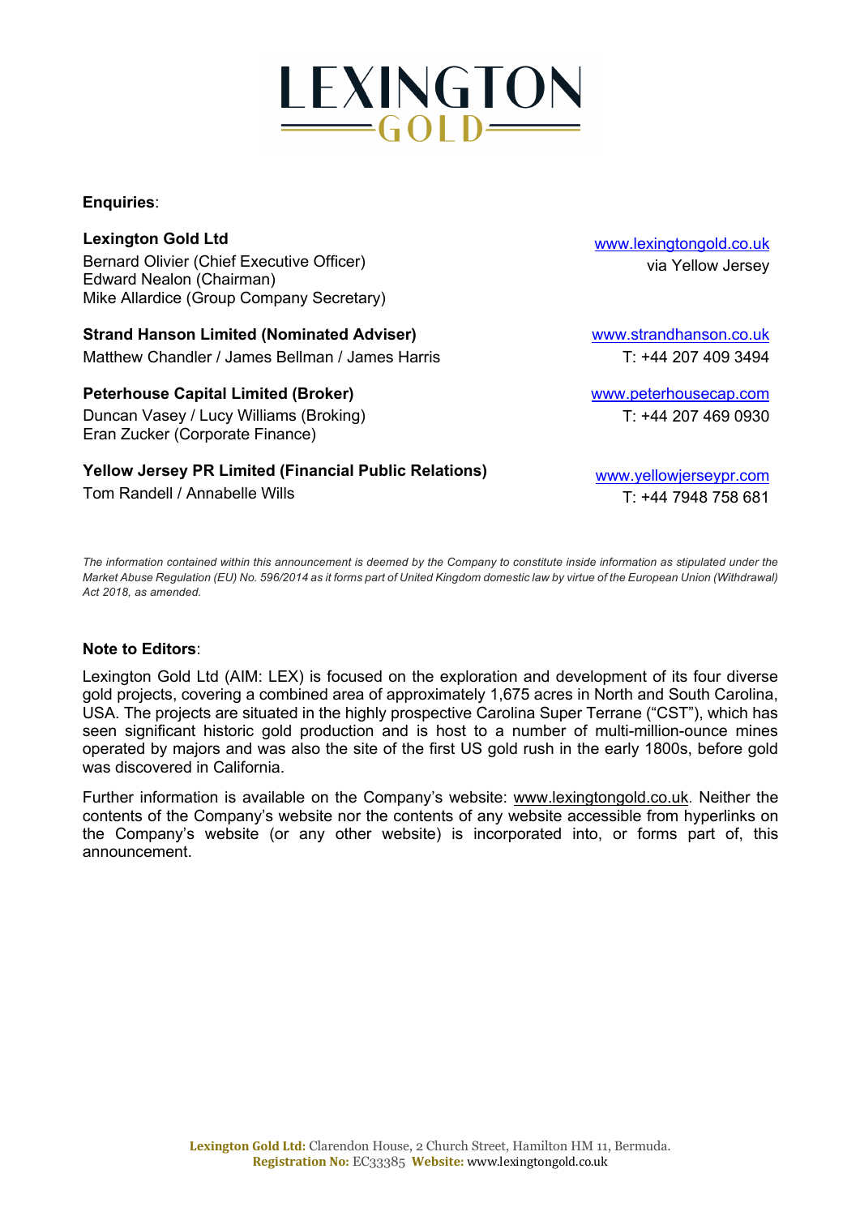**Enquiries**:

| | |
|---|---|
| **Lexington Gold Ltd**<br>Bernard Olivier (Chief Executive Officer)<br>Edward Nealon (Chairman)<br>Mike Allardice (Group Company Secretary) | www.lexingtongold.co.uk<br>via Yellow Jersey |
| **Strand Hanson Limited (Nominated Adviser)**<br>Matthew Chandler / James Bellman / James Harris | www.strandhanson.co.uk<br>T: +44 207 409 3494 |
| **Peterhouse Capital Limited (Broker)**<br>Duncan Vasey / Lucy Williams (Broking)<br>Eran Zucker (Corporate Finance) | www.peterhousecap.com<br>T: +44 207 469 0930 |
| **Yellow Jersey PR Limited (Financial Public Relations)**<br>Tom Randell / Annabelle Wills | www.yellowjerseypr.com<br>T: +44 7948 758 681 |

*The information contained within this announcement is deemed by the Company to constitute inside information as stipulated under the Market Abuse Regulation (EU) No. 596/2014 as it forms part of United Kingdom domestic law by virtue of the European Union (Withdrawal) Act 2018, as amended.*

**Note to Editors**:

Lexington Gold Ltd (AIM: LEX) is focused on the exploration and development of its four diverse gold projects, covering a combined area of approximately 1,675 acres in North and South Carolina, USA. The projects are situated in the highly prospective Carolina Super Terrane ("CST"), which has seen significant historic gold production and is host to a number of multi-million-ounce mines operated by majors and was also the site of the first US gold rush in the early 1800s, before gold was discovered in California.

Further information is available on the Company's website: www.lexingtongold.co.uk. Neither the contents of the Company's website nor the contents of any website accessible from hyperlinks on the Company's website (or any other website) is incorporated into, or forms part of, this announcement.